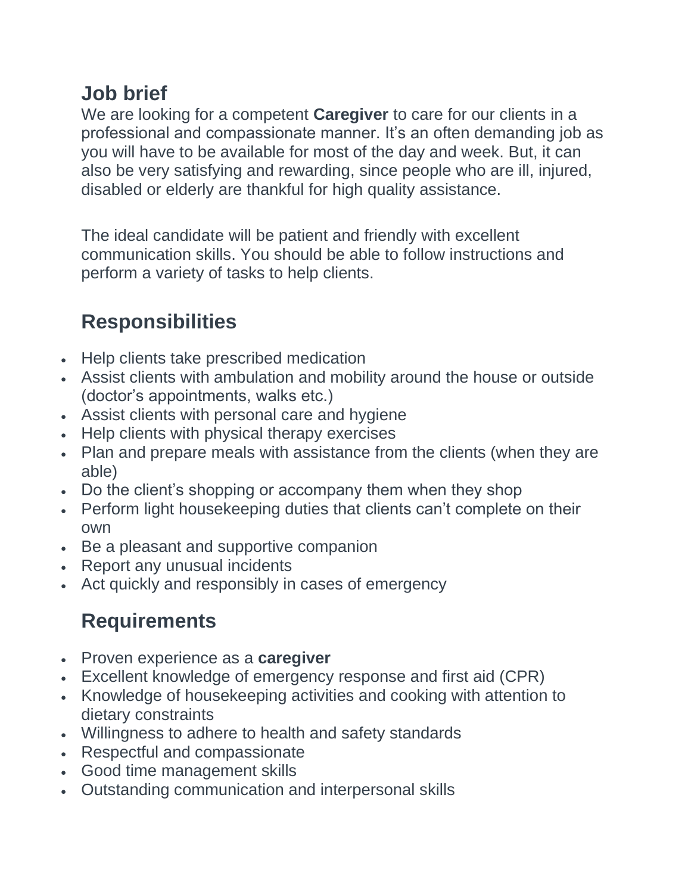## Job brief

We are looking for a competent **Caregiver** to care for our clients in a professional and compassionate manner. It's an often demanding job as you will have to be available for most of the day and week. But, it can also be very satisfying and rewarding, since people who are ill, injured, disabled or elderly are thankful for high quality assistance.

The ideal candidate will be patient and friendly with excellent communication skills. You should be able to follow instructions and perform a variety of tasks to help clients.

## Responsibilities

- Help clients take prescribed medication
- Assist clients with ambulation and mobility around the house or outside (doctor's appointments, walks etc.)
- Assist clients with personal care and hygiene
- Help clients with physical therapy exercises
- Plan and prepare meals with assistance from the clients (when they are able)
- Do the client's shopping or accompany them when they shop
- Perform light housekeeping duties that clients can't complete on their own
- Be a pleasant and supportive companion
- Report any unusual incidents
- Act quickly and responsibly in cases of emergency

## Requirements

- Proven experience as a **caregiver**
- Excellent knowledge of emergency response and first aid (CPR)
- Knowledge of housekeeping activities and cooking with attention to dietary constraints
- Willingness to adhere to health and safety standards
- Respectful and compassionate
- Good time management skills
- Outstanding communication and interpersonal skills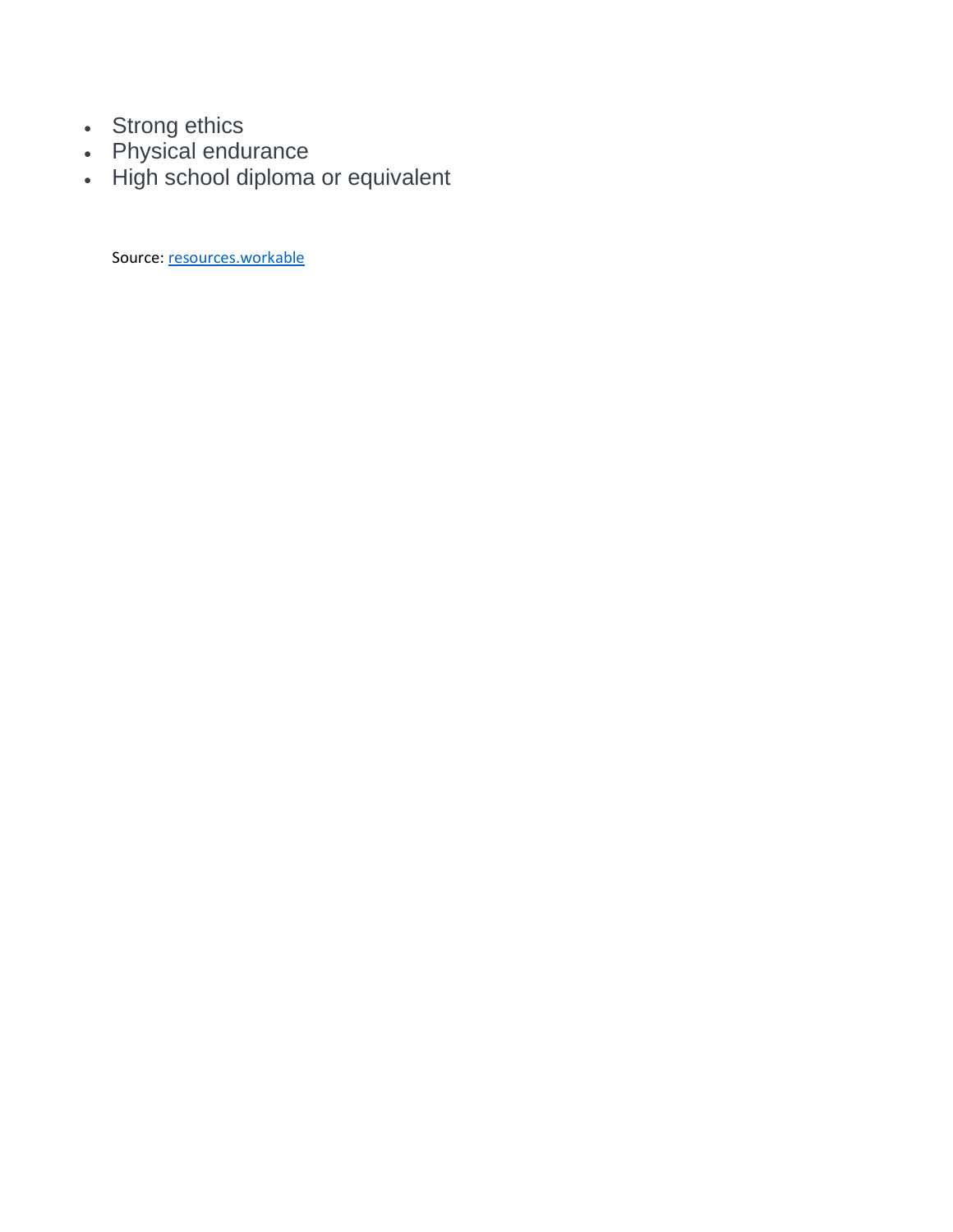- Strong ethics
- Physical endurance
- High school diploma or equivalent

Source: [resources.workable]()